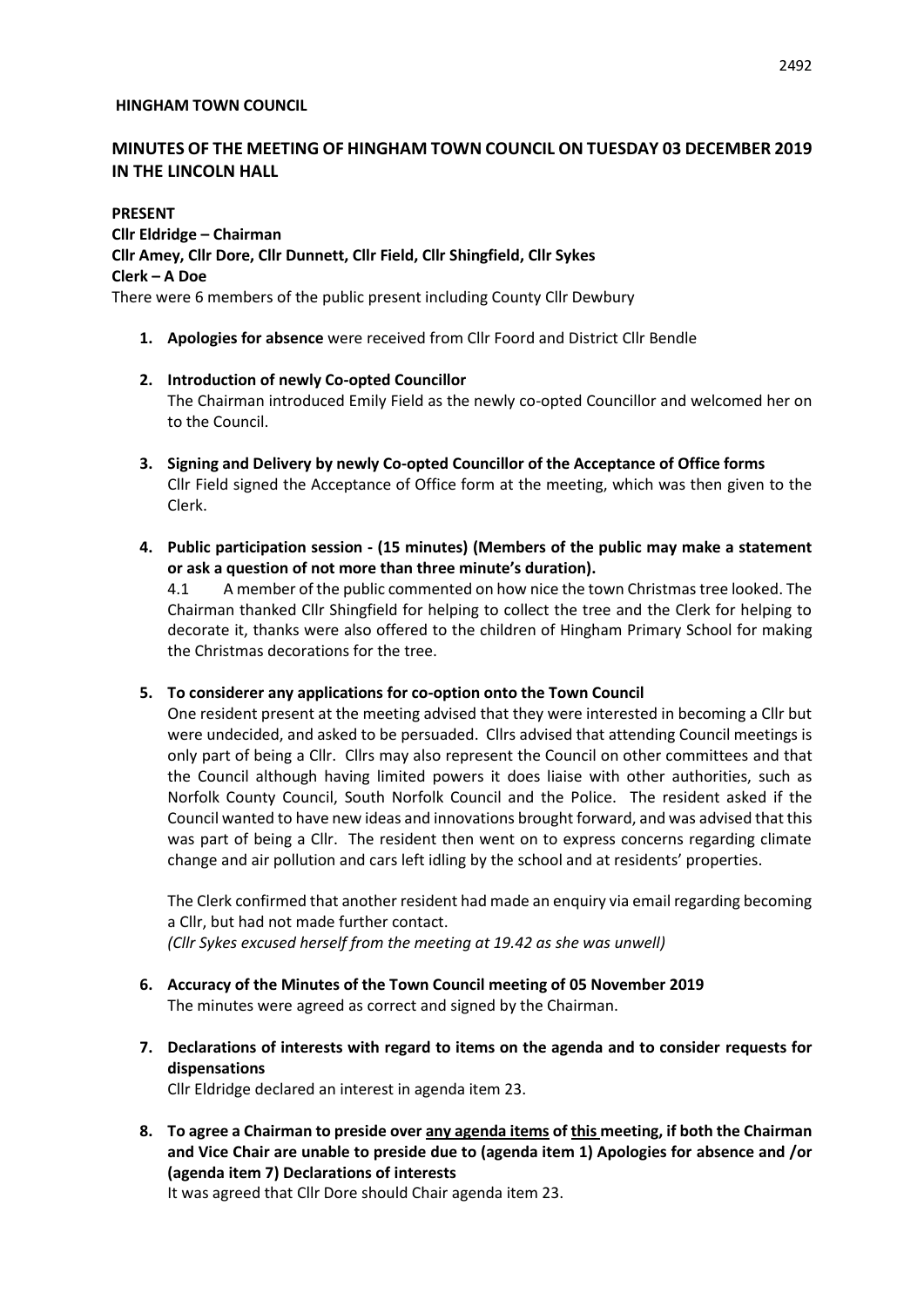**HINGHAM TOWN COUNCIL**

## MINUTES OF THE MEETING OF HINGHAM TOWN COUNCIL ON TUESDAY 03 DECEMBER 2019 IN THE LINCOLN HALL

**PRESENT**
**Cllr Eldridge – Chairman**
**Cllr Amey, Cllr Dore, Cllr Dunnett, Cllr Field, Cllr Shingfield, Cllr Sykes**
**Clerk – A Doe**
There were 6 members of the public present including County Cllr Dewbury

1. **Apologies for absence** were received from Cllr Foord and District Cllr Bendle

2. **Introduction of newly Co-opted Councillor**
   The Chairman introduced Emily Field as the newly co-opted Councillor and welcomed her on to the Council.

3. **Signing and Delivery by newly Co-opted Councillor of the Acceptance of Office forms**
   Cllr Field signed the Acceptance of Office form at the meeting, which was then given to the Clerk.

4. **Public participation session - (15 minutes) (Members of the public may make a statement or ask a question of not more than three minute's duration).**
   4.1 A member of the public commented on how nice the town Christmas tree looked. The Chairman thanked Cllr Shingfield for helping to collect the tree and the Clerk for helping to decorate it, thanks were also offered to the children of Hingham Primary School for making the Christmas decorations for the tree.

5. **To considerer any applications for co-option onto the Town Council**
   One resident present at the meeting advised that they were interested in becoming a Cllr but were undecided, and asked to be persuaded. Cllrs advised that attending Council meetings is only part of being a Cllr. Cllrs may also represent the Council on other committees and that the Council although having limited powers it does liaise with other authorities, such as Norfolk County Council, South Norfolk Council and the Police. The resident asked if the Council wanted to have new ideas and innovations brought forward, and was advised that this was part of being a Cllr. The resident then went on to express concerns regarding climate change and air pollution and cars left idling by the school and at residents' properties.

   The Clerk confirmed that another resident had made an enquiry via email regarding becoming a Cllr, but had not made further contact.
   *(Cllr Sykes excused herself from the meeting at 19.42 as she was unwell)*

6. **Accuracy of the Minutes of the Town Council meeting of 05 November 2019**
   The minutes were agreed as correct and signed by the Chairman.

7. **Declarations of interests with regard to items on the agenda and to consider requests for dispensations**
   Cllr Eldridge declared an interest in agenda item 23.

8. **To agree a Chairman to preside over <u>any agenda items</u> of <u>this</u> meeting, if both the Chairman and Vice Chair are unable to preside due to (agenda item 1) Apologies for absence and /or (agenda item 7) Declarations of interests**
   It was agreed that Cllr Dore should Chair agenda item 23.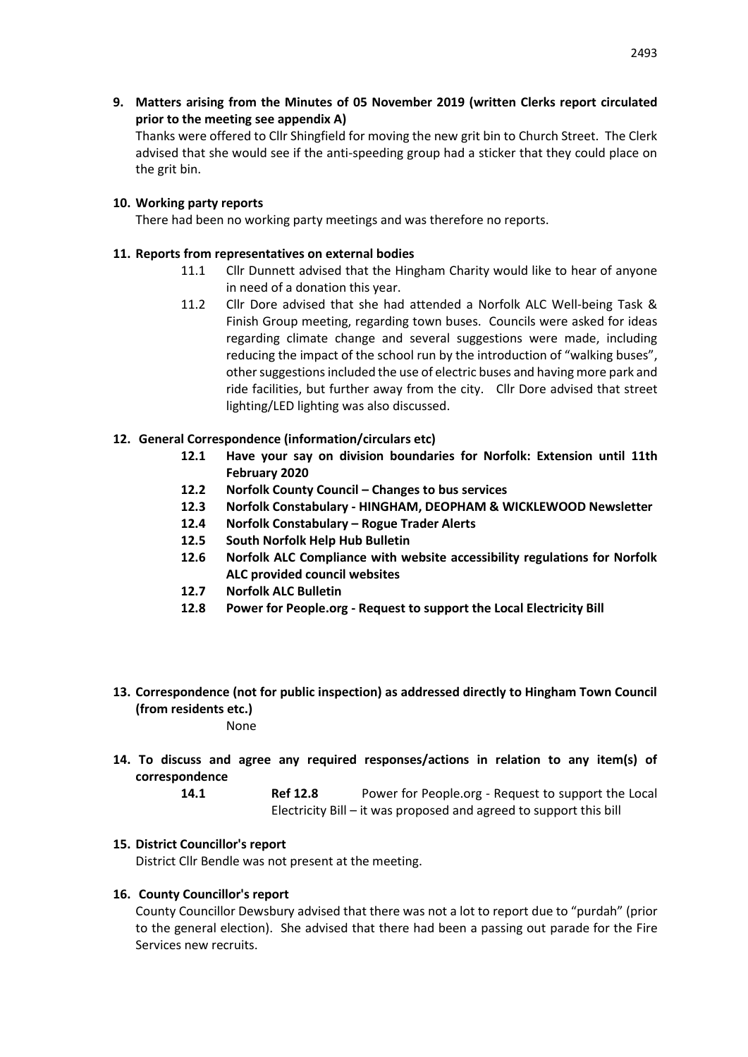**9. Matters arising from the Minutes of 05 November 2019 (written Clerks report circulated prior to the meeting see appendix A)**

Thanks were offered to Cllr Shingfield for moving the new grit bin to Church Street. The Clerk advised that she would see if the anti-speeding group had a sticker that they could place on the grit bin.

**10. Working party reports**

There had been no working party meetings and was therefore no reports.

**11. Reports from representatives on external bodies**

11.1 Cllr Dunnett advised that the Hingham Charity would like to hear of anyone in need of a donation this year.

11.2 Cllr Dore advised that she had attended a Norfolk ALC Well-being Task & Finish Group meeting, regarding town buses. Councils were asked for ideas regarding climate change and several suggestions were made, including reducing the impact of the school run by the introduction of "walking buses", other suggestions included the use of electric buses and having more park and ride facilities, but further away from the city. Cllr Dore advised that street lighting/LED lighting was also discussed.

**12. General Correspondence (information/circulars etc)**

**12.1 Have your say on division boundaries for Norfolk: Extension until 11th February 2020**

**12.2 Norfolk County Council – Changes to bus services**

**12.3 Norfolk Constabulary - HINGHAM, DEOPHAM & WICKLEWOOD Newsletter**

**12.4 Norfolk Constabulary – Rogue Trader Alerts**

**12.5 South Norfolk Help Hub Bulletin**

**12.6 Norfolk ALC Compliance with website accessibility regulations for Norfolk ALC provided council websites**

**12.7 Norfolk ALC Bulletin**

**12.8 Power for People.org - Request to support the Local Electricity Bill**

**13. Correspondence (not for public inspection) as addressed directly to Hingham Town Council (from residents etc.)**

None

**14. To discuss and agree any required responses/actions in relation to any item(s) of correspondence**

**14.1** **Ref 12.8** Power for People.org - Request to support the Local Electricity Bill – it was proposed and agreed to support this bill

**15. District Councillor's report**

District Cllr Bendle was not present at the meeting.

**16. County Councillor's report**

County Councillor Dewsbury advised that there was not a lot to report due to "purdah" (prior to the general election). She advised that there had been a passing out parade for the Fire Services new recruits.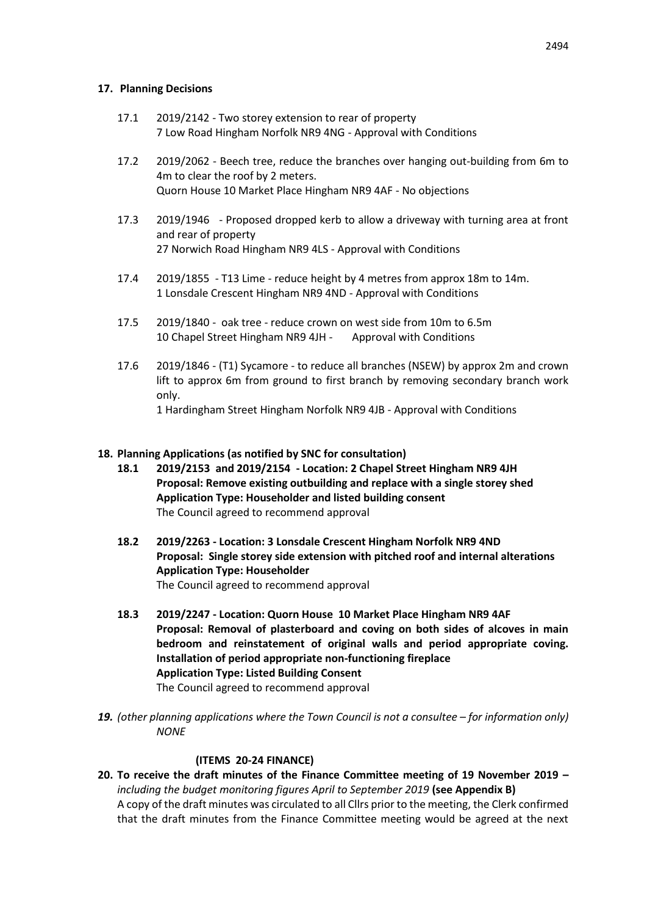**17. Planning Decisions**

17.1 2019/2142 - Two storey extension to rear of property
7 Low Road Hingham Norfolk NR9 4NG - Approval with Conditions

17.2 2019/2062 - Beech tree, reduce the branches over hanging out-building from 6m to 4m to clear the roof by 2 meters.
Quorn House 10 Market Place Hingham NR9 4AF - No objections

17.3 2019/1946 - Proposed dropped kerb to allow a driveway with turning area at front and rear of property
27 Norwich Road Hingham NR9 4LS - Approval with Conditions

17.4 2019/1855 - T13 Lime - reduce height by 4 metres from approx 18m to 14m.
1 Lonsdale Crescent Hingham NR9 4ND - Approval with Conditions

17.5 2019/1840 - oak tree - reduce crown on west side from 10m to 6.5m
10 Chapel Street Hingham NR9 4JH - Approval with Conditions

17.6 2019/1846 - (T1) Sycamore - to reduce all branches (NSEW) by approx 2m and crown lift to approx 6m from ground to first branch by removing secondary branch work only.
1 Hardingham Street Hingham Norfolk NR9 4JB - Approval with Conditions

**18. Planning Applications (as notified by SNC for consultation)**

**18.1 2019/2153 and 2019/2154 - Location: 2 Chapel Street Hingham NR9 4JH**
**Proposal: Remove existing outbuilding and replace with a single storey shed**
**Application Type: Householder and listed building consent**
The Council agreed to recommend approval

**18.2 2019/2263 - Location: 3 Lonsdale Crescent Hingham Norfolk NR9 4ND**
**Proposal: Single storey side extension with pitched roof and internal alterations**
**Application Type: Householder**
The Council agreed to recommend approval

**18.3 2019/2247 - Location: Quorn House 10 Market Place Hingham NR9 4AF**
**Proposal: Removal of plasterboard and coving on both sides of alcoves in main bedroom and reinstatement of original walls and period appropriate coving. Installation of period appropriate non-functioning fireplace**
**Application Type: Listed Building Consent**
The Council agreed to recommend approval

***19.** (other planning applications where the Town Council is not a consultee – for information only)*
*NONE*

**(ITEMS 20-24 FINANCE)**

**20. To receive the draft minutes of the Finance Committee meeting of 19 November 2019 –** *including the budget monitoring figures April to September 2019* **(see Appendix B)**
A copy of the draft minutes was circulated to all Cllrs prior to the meeting, the Clerk confirmed that the draft minutes from the Finance Committee meeting would be agreed at the next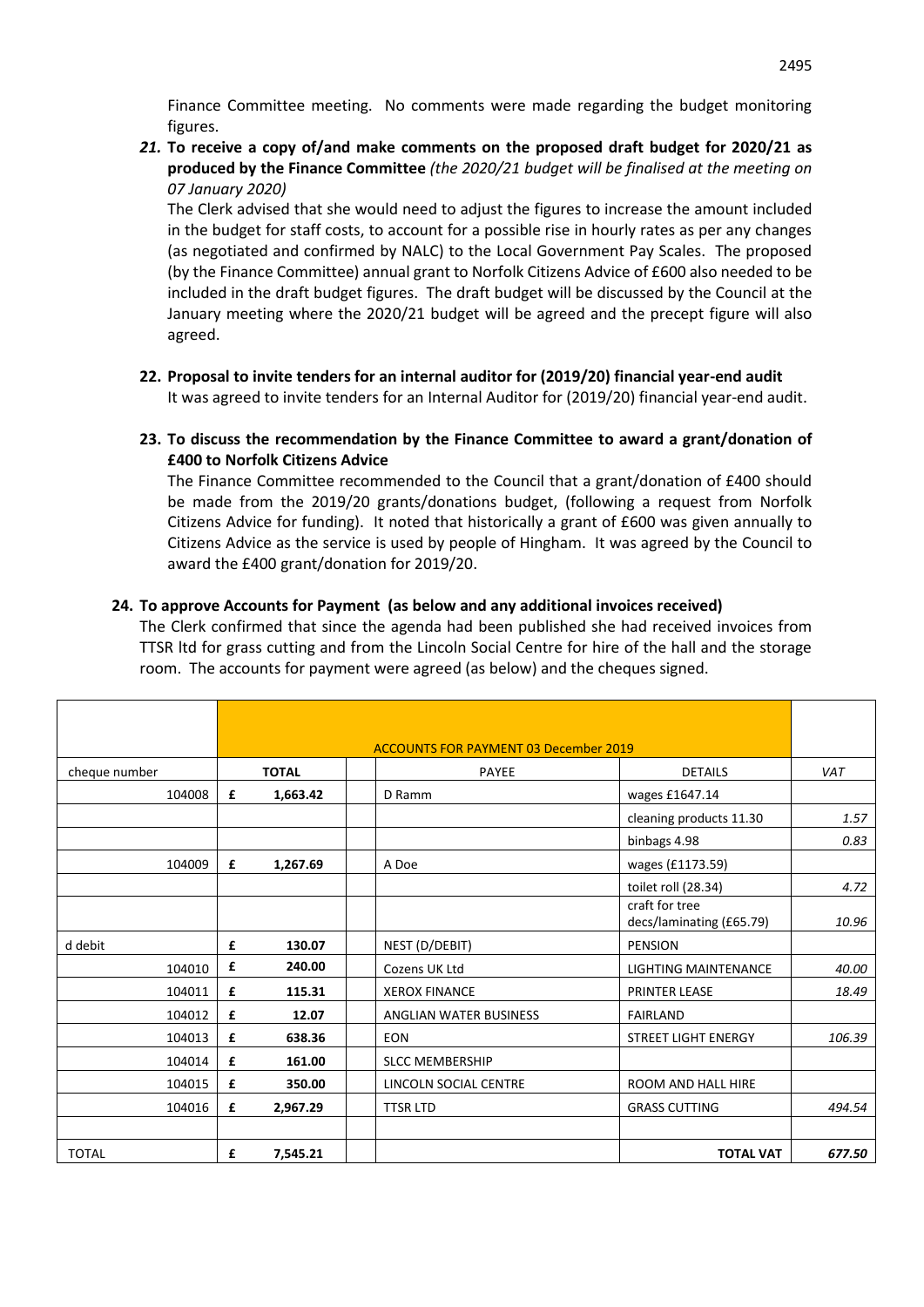Finance Committee meeting. No comments were made regarding the budget monitoring figures.

***21.* To receive a copy of/and make comments on the proposed draft budget for 2020/21 as produced by the Finance Committee** *(the 2020/21 budget will be finalised at the meeting on 07 January 2020)*

The Clerk advised that she would need to adjust the figures to increase the amount included in the budget for staff costs, to account for a possible rise in hourly rates as per any changes (as negotiated and confirmed by NALC) to the Local Government Pay Scales. The proposed (by the Finance Committee) annual grant to Norfolk Citizens Advice of £600 also needed to be included in the draft budget figures. The draft budget will be discussed by the Council at the January meeting where the 2020/21 budget will be agreed and the precept figure will also agreed.

**22. Proposal to invite tenders for an internal auditor for (2019/20) financial year-end audit**

It was agreed to invite tenders for an Internal Auditor for (2019/20) financial year-end audit.

**23. To discuss the recommendation by the Finance Committee to award a grant/donation of £400 to Norfolk Citizens Advice**

The Finance Committee recommended to the Council that a grant/donation of £400 should be made from the 2019/20 grants/donations budget, (following a request from Norfolk Citizens Advice for funding). It noted that historically a grant of £600 was given annually to Citizens Advice as the service is used by people of Hingham. It was agreed by the Council to award the £400 grant/donation for 2019/20.

**24. To approve Accounts for Payment (as below and any additional invoices received)**

The Clerk confirmed that since the agenda had been published she had received invoices from TTSR ltd for grass cutting and from the Lincoln Social Centre for hire of the hall and the storage room. The accounts for payment were agreed (as below) and the cheques signed.

| | ACCOUNTS FOR PAYMENT 03 December 2019 | | | | | |
|---|---|---|---|---|---|---|
| cheque number | | TOTAL | | PAYEE | DETAILS | VAT |
| 104008 | £ | 1,663.42 | | D Ramm | wages £1647.14 | |
| | | | | | cleaning products 11.30 | 1.57 |
| | | | | | binbags 4.98 | 0.83 |
| 104009 | £ | 1,267.69 | | A Doe | wages (£1173.59) | |
| | | | | | toilet roll (28.34) | 4.72 |
| | | | | | craft for tree decs/laminating (£65.79) | 10.96 |
| d debit | £ | 130.07 | | NEST (D/DEBIT) | PENSION | |
| 104010 | £ | 240.00 | | Cozens UK Ltd | LIGHTING MAINTENANCE | 40.00 |
| 104011 | £ | 115.31 | | XEROX FINANCE | PRINTER LEASE | 18.49 |
| 104012 | £ | 12.07 | | ANGLIAN WATER BUSINESS | FAIRLAND | |
| 104013 | £ | 638.36 | | EON | STREET LIGHT ENERGY | 106.39 |
| 104014 | £ | 161.00 | | SLCC MEMBERSHIP | | |
| 104015 | £ | 350.00 | | LINCOLN SOCIAL CENTRE | ROOM AND HALL HIRE | |
| 104016 | £ | 2,967.29 | | TTSR LTD | GRASS CUTTING | 494.54 |
| | | | | | | |
| TOTAL | £ | 7,545.21 | | | TOTAL VAT | 677.50 |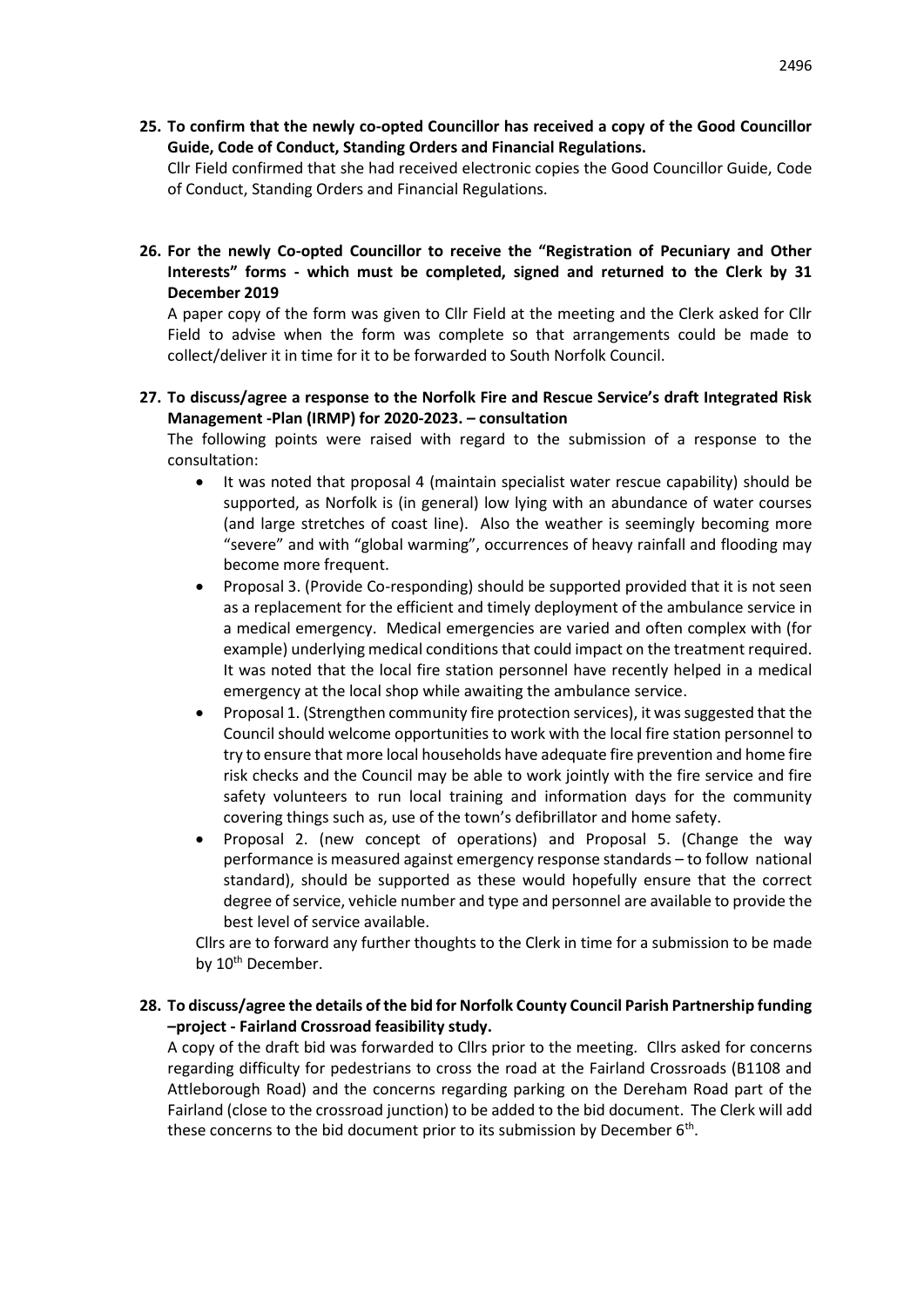**25. To confirm that the newly co-opted Councillor has received a copy of the Good Councillor Guide, Code of Conduct, Standing Orders and Financial Regulations.**

Cllr Field confirmed that she had received electronic copies the Good Councillor Guide, Code of Conduct, Standing Orders and Financial Regulations.

**26. For the newly Co-opted Councillor to receive the "Registration of Pecuniary and Other Interests" forms - which must be completed, signed and returned to the Clerk by 31 December 2019**

A paper copy of the form was given to Cllr Field at the meeting and the Clerk asked for Cllr Field to advise when the form was complete so that arrangements could be made to collect/deliver it in time for it to be forwarded to South Norfolk Council.

**27. To discuss/agree a response to the Norfolk Fire and Rescue Service's draft Integrated Risk Management -Plan (IRMP) for 2020-2023. – consultation**

The following points were raised with regard to the submission of a response to the consultation:

- It was noted that proposal 4 (maintain specialist water rescue capability) should be supported, as Norfolk is (in general) low lying with an abundance of water courses (and large stretches of coast line). Also the weather is seemingly becoming more "severe" and with "global warming", occurrences of heavy rainfall and flooding may become more frequent.
- Proposal 3. (Provide Co-responding) should be supported provided that it is not seen as a replacement for the efficient and timely deployment of the ambulance service in a medical emergency. Medical emergencies are varied and often complex with (for example) underlying medical conditions that could impact on the treatment required. It was noted that the local fire station personnel have recently helped in a medical emergency at the local shop while awaiting the ambulance service.
- Proposal 1. (Strengthen community fire protection services), it was suggested that the Council should welcome opportunities to work with the local fire station personnel to try to ensure that more local households have adequate fire prevention and home fire risk checks and the Council may be able to work jointly with the fire service and fire safety volunteers to run local training and information days for the community covering things such as, use of the town's defibrillator and home safety.
- Proposal 2. (new concept of operations) and Proposal 5. (Change the way performance is measured against emergency response standards – to follow national standard), should be supported as these would hopefully ensure that the correct degree of service, vehicle number and type and personnel are available to provide the best level of service available.

Cllrs are to forward any further thoughts to the Clerk in time for a submission to be made by 10th December.

**28. To discuss/agree the details of the bid for Norfolk County Council Parish Partnership funding –project - Fairland Crossroad feasibility study.**

A copy of the draft bid was forwarded to Cllrs prior to the meeting. Cllrs asked for concerns regarding difficulty for pedestrians to cross the road at the Fairland Crossroads (B1108 and Attleborough Road) and the concerns regarding parking on the Dereham Road part of the Fairland (close to the crossroad junction) to be added to the bid document. The Clerk will add these concerns to the bid document prior to its submission by December 6th.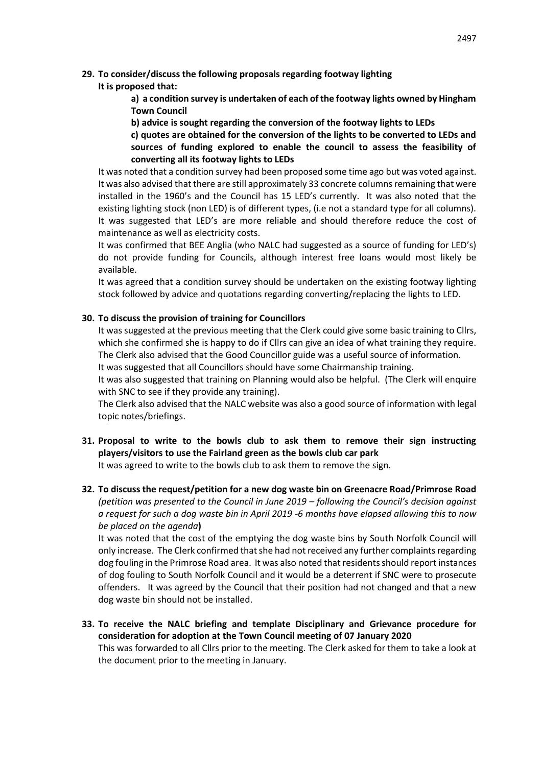**29. To consider/discuss the following proposals regarding footway lighting**
**It is proposed that:**

> **a) a condition survey is undertaken of each of the footway lights owned by Hingham Town Council**
>
> **b) advice is sought regarding the conversion of the footway lights to LEDs**
>
> **c) quotes are obtained for the conversion of the lights to be converted to LEDs and sources of funding explored to enable the council to assess the feasibility of converting all its footway lights to LEDs**

It was noted that a condition survey had been proposed some time ago but was voted against. It was also advised that there are still approximately 33 concrete columns remaining that were installed in the 1960's and the Council has 15 LED's currently. It was also noted that the existing lighting stock (non LED) is of different types, (i.e not a standard type for all columns). It was suggested that LED's are more reliable and should therefore reduce the cost of maintenance as well as electricity costs.

It was confirmed that BEE Anglia (who NALC had suggested as a source of funding for LED's) do not provide funding for Councils, although interest free loans would most likely be available.

It was agreed that a condition survey should be undertaken on the existing footway lighting stock followed by advice and quotations regarding converting/replacing the lights to LED.

**30. To discuss the provision of training for Councillors**

It was suggested at the previous meeting that the Clerk could give some basic training to Cllrs, which she confirmed she is happy to do if Cllrs can give an idea of what training they require. The Clerk also advised that the Good Councillor guide was a useful source of information.

It was suggested that all Councillors should have some Chairmanship training.

It was also suggested that training on Planning would also be helpful. (The Clerk will enquire with SNC to see if they provide any training).

The Clerk also advised that the NALC website was also a good source of information with legal topic notes/briefings.

**31. Proposal to write to the bowls club to ask them to remove their sign instructing players/visitors to use the Fairland green as the bowls club car park**

It was agreed to write to the bowls club to ask them to remove the sign.

**32. To discuss the request/petition for a new dog waste bin on Greenacre Road/Primrose Road** *(petition was presented to the Council in June 2019 – following the Council's decision against a request for such a dog waste bin in April 2019 -6 months have elapsed allowing this to now be placed on the agenda***)**

It was noted that the cost of the emptying the dog waste bins by South Norfolk Council will only increase. The Clerk confirmed that she had not received any further complaints regarding dog fouling in the Primrose Road area. It was also noted that residents should report instances of dog fouling to South Norfolk Council and it would be a deterrent if SNC were to prosecute offenders. It was agreed by the Council that their position had not changed and that a new dog waste bin should not be installed.

**33. To receive the NALC briefing and template Disciplinary and Grievance procedure for consideration for adoption at the Town Council meeting of 07 January 2020**

This was forwarded to all Cllrs prior to the meeting. The Clerk asked for them to take a look at the document prior to the meeting in January.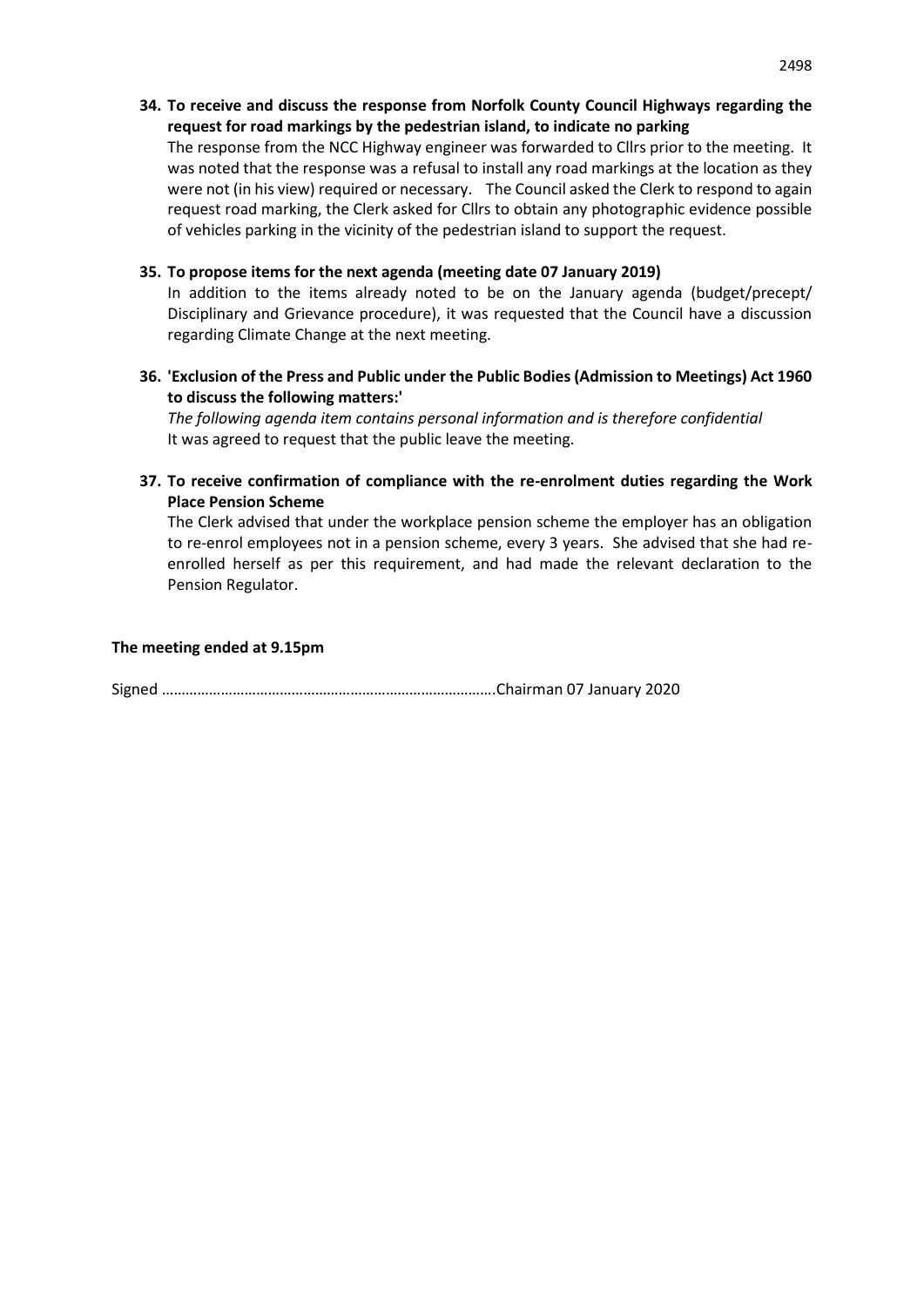**34. To receive and discuss the response from Norfolk County Council Highways regarding the request for road markings by the pedestrian island, to indicate no parking**

The response from the NCC Highway engineer was forwarded to Cllrs prior to the meeting. It was noted that the response was a refusal to install any road markings at the location as they were not (in his view) required or necessary. The Council asked the Clerk to respond to again request road marking, the Clerk asked for Cllrs to obtain any photographic evidence possible of vehicles parking in the vicinity of the pedestrian island to support the request.

**35. To propose items for the next agenda (meeting date 07 January 2019)**

In addition to the items already noted to be on the January agenda (budget/precept/ Disciplinary and Grievance procedure), it was requested that the Council have a discussion regarding Climate Change at the next meeting.

**36. 'Exclusion of the Press and Public under the Public Bodies (Admission to Meetings) Act 1960 to discuss the following matters:'**

*The following agenda item contains personal information and is therefore confidential*

It was agreed to request that the public leave the meeting.

**37. To receive confirmation of compliance with the re-enrolment duties regarding the Work Place Pension Scheme**

The Clerk advised that under the workplace pension scheme the employer has an obligation to re-enrol employees not in a pension scheme, every 3 years. She advised that she had re-enrolled herself as per this requirement, and had made the relevant declaration to the Pension Regulator.

**The meeting ended at 9.15pm**

Signed ………………………………………………………………………….Chairman 07 January 2020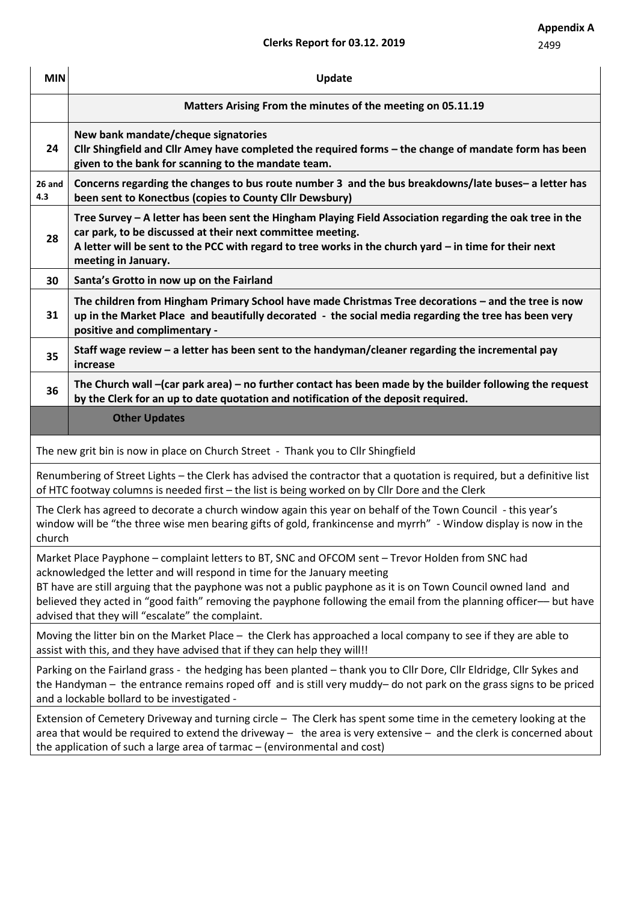**Appendix A**

2499

**Clerks Report for 03.12. 2019**

| MIN | Update |
|---|---|
| | **Matters Arising From the minutes of the meeting on 05.11.19** |
| 24 | **New bank mandate/cheque signatories** **Cllr Shingfield and Cllr Amey have completed the required forms – the change of mandate form has been given to the bank for scanning to the mandate team.** |
| 26 and 4.3 | **Concerns regarding the changes to bus route number 3 and the bus breakdowns/late buses– a letter has been sent to Konectbus (copies to County Cllr Dewsbury)** |
| 28 | **Tree Survey – A letter has been sent the Hingham Playing Field Association regarding the oak tree in the car park, to be discussed at their next committee meeting.** **A letter will be sent to the PCC with regard to tree works in the church yard – in time for their next meeting in January.** |
| 30 | **Santa's Grotto in now up on the Fairland** |
| 31 | **The children from Hingham Primary School have made Christmas Tree decorations – and the tree is now up in the Market Place and beautifully decorated - the social media regarding the tree has been very positive and complimentary -** |
| 35 | **Staff wage review – a letter has been sent to the handyman/cleaner regarding the incremental pay increase** |
| 36 | **The Church wall –(car park area) – no further contact has been made by the builder following the request by the Clerk for an up to date quotation and notification of the deposit required.** |
| | **Other Updates** |

The new grit bin is now in place on Church Street - Thank you to Cllr Shingfield

Renumbering of Street Lights – the Clerk has advised the contractor that a quotation is required, but a definitive list of HTC footway columns is needed first – the list is being worked on by Cllr Dore and the Clerk

The Clerk has agreed to decorate a church window again this year on behalf of the Town Council - this year's window will be "the three wise men bearing gifts of gold, frankincense and myrrh" - Window display is now in the church

Market Place Payphone – complaint letters to BT, SNC and OFCOM sent – Trevor Holden from SNC had acknowledged the letter and will respond in time for the January meeting
BT have are still arguing that the payphone was not a public payphone as it is on Town Council owned land and believed they acted in "good faith" removing the payphone following the email from the planning officer–– but have advised that they will "escalate" the complaint.

Moving the litter bin on the Market Place – the Clerk has approached a local company to see if they are able to assist with this, and they have advised that if they can help they will!!

Parking on the Fairland grass - the hedging has been planted – thank you to Cllr Dore, Cllr Eldridge, Cllr Sykes and the Handyman – the entrance remains roped off and is still very muddy– do not park on the grass signs to be priced and a lockable bollard to be investigated -

Extension of Cemetery Driveway and turning circle – The Clerk has spent some time in the cemetery looking at the area that would be required to extend the driveway – the area is very extensive – and the clerk is concerned about the application of such a large area of tarmac – (environmental and cost)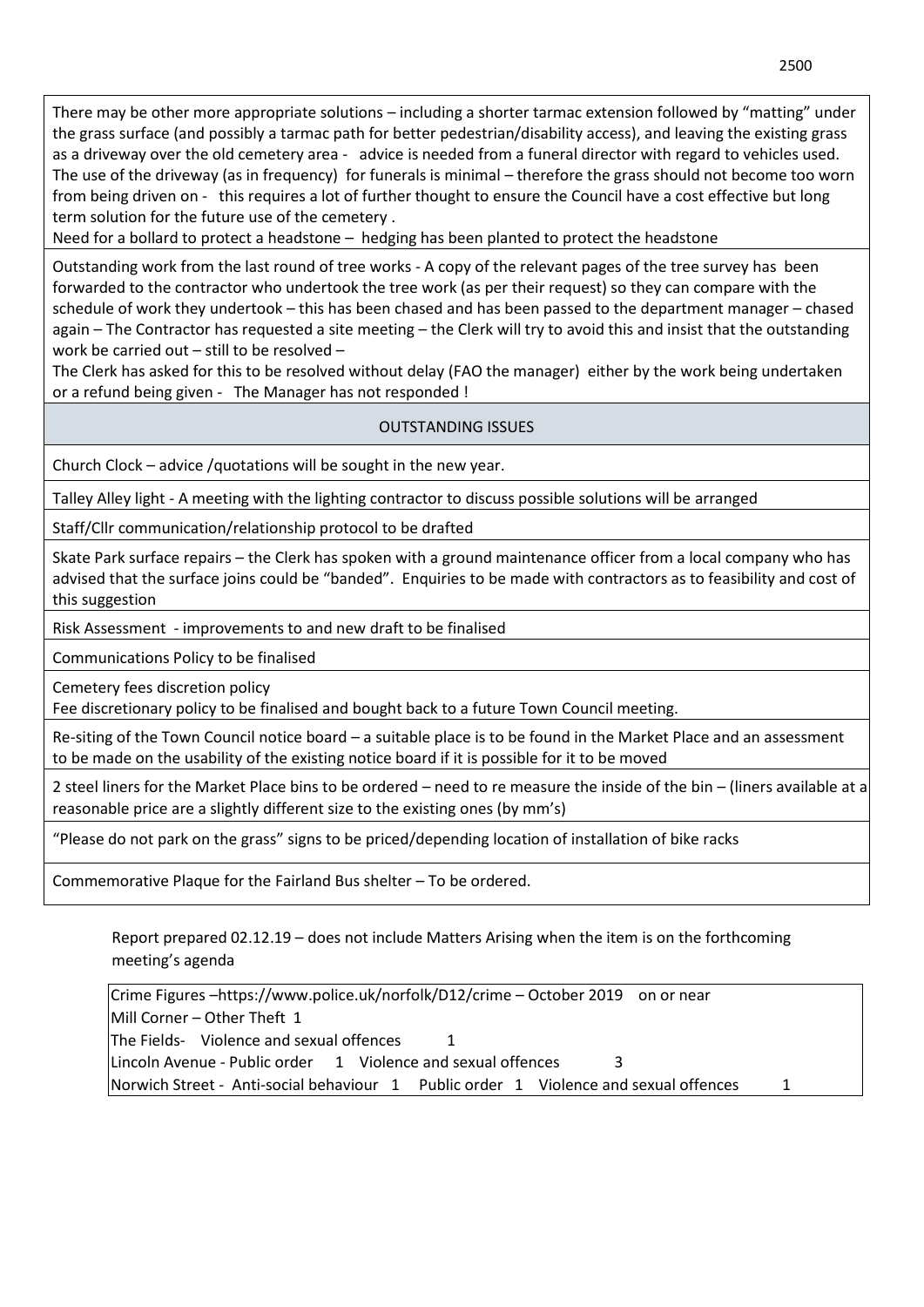There may be other more appropriate solutions – including a shorter tarmac extension followed by "matting" under the grass surface (and possibly a tarmac path for better pedestrian/disability access), and leaving the existing grass as a driveway over the old cemetery area - advice is needed from a funeral director with regard to vehicles used. The use of the driveway (as in frequency) for funerals is minimal – therefore the grass should not become too worn from being driven on - this requires a lot of further thought to ensure the Council have a cost effective but long term solution for the future use of the cemetery .

Need for a bollard to protect a headstone – hedging has been planted to protect the headstone

Outstanding work from the last round of tree works - A copy of the relevant pages of the tree survey has been forwarded to the contractor who undertook the tree work (as per their request) so they can compare with the schedule of work they undertook – this has been chased and has been passed to the department manager – chased again – The Contractor has requested a site meeting – the Clerk will try to avoid this and insist that the outstanding work be carried out – still to be resolved –

The Clerk has asked for this to be resolved without delay (FAO the manager) either by the work being undertaken or a refund being given - The Manager has not responded !

## OUTSTANDING ISSUES

Church Clock – advice /quotations will be sought in the new year.

Talley Alley light - A meeting with the lighting contractor to discuss possible solutions will be arranged

Staff/Cllr communication/relationship protocol to be drafted

Skate Park surface repairs – the Clerk has spoken with a ground maintenance officer from a local company who has advised that the surface joins could be "banded". Enquiries to be made with contractors as to feasibility and cost of this suggestion

Risk Assessment - improvements to and new draft to be finalised

Communications Policy to be finalised

Cemetery fees discretion policy
Fee discretionary policy to be finalised and bought back to a future Town Council meeting.

Re-siting of the Town Council notice board – a suitable place is to be found in the Market Place and an assessment to be made on the usability of the existing notice board if it is possible for it to be moved

2 steel liners for the Market Place bins to be ordered – need to re measure the inside of the bin – (liners available at a reasonable price are a slightly different size to the existing ones (by mm's)

"Please do not park on the grass" signs to be priced/depending location of installation of bike racks

Commemorative Plaque for the Fairland Bus shelter – To be ordered.

Report prepared 02.12.19 – does not include Matters Arising when the item is on the forthcoming meeting's agenda

Crime Figures –https://www.police.uk/norfolk/D12/crime – October 2019 on or near
Mill Corner – Other Theft 1
The Fields- Violence and sexual offences 1
Lincoln Avenue - Public order 1 Violence and sexual offences 3
Norwich Street - Anti-social behaviour 1 Public order 1 Violence and sexual offences 1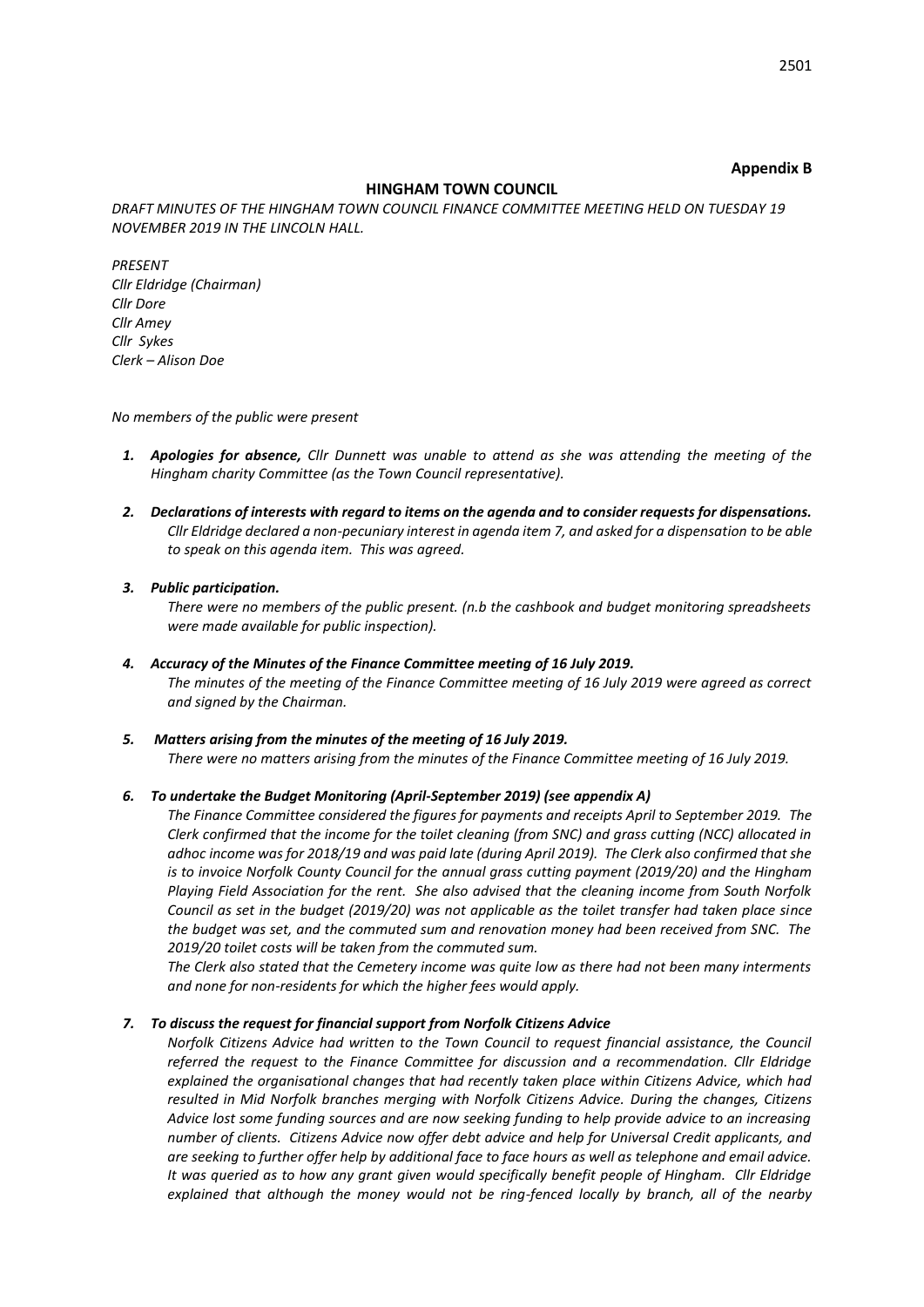**Appendix B**

# HINGHAM TOWN COUNCIL

*DRAFT MINUTES OF THE HINGHAM TOWN COUNCIL FINANCE COMMITTEE MEETING HELD ON TUESDAY 19 NOVEMBER 2019 IN THE LINCOLN HALL.*

*PRESENT*
*Cllr Eldridge (Chairman)*
*Cllr Dore*
*Cllr Amey*
*Cllr Sykes*
*Clerk – Alison Doe*

*No members of the public were present*

1. ***Apologies for absence,*** *Cllr Dunnett was unable to attend as she was attending the meeting of the Hingham charity Committee (as the Town Council representative).*

2. ***Declarations of interests with regard to items on the agenda and to consider requests for dispensations.*** *Cllr Eldridge declared a non-pecuniary interest in agenda item 7, and asked for a dispensation to be able to speak on this agenda item. This was agreed.*

3. ***Public participation.***
   *There were no members of the public present. (n.b the cashbook and budget monitoring spreadsheets were made available for public inspection).*

4. ***Accuracy of the Minutes of the Finance Committee meeting of 16 July 2019.***
   *The minutes of the meeting of the Finance Committee meeting of 16 July 2019 were agreed as correct and signed by the Chairman.*

5. ***Matters arising from the minutes of the meeting of 16 July 2019.***
   *There were no matters arising from the minutes of the Finance Committee meeting of 16 July 2019.*

6. ***To undertake the Budget Monitoring (April-September 2019) (see appendix A)***
   *The Finance Committee considered the figures for payments and receipts April to September 2019. The Clerk confirmed that the income for the toilet cleaning (from SNC) and grass cutting (NCC) allocated in adhoc income was for 2018/19 and was paid late (during April 2019). The Clerk also confirmed that she is to invoice Norfolk County Council for the annual grass cutting payment (2019/20) and the Hingham Playing Field Association for the rent. She also advised that the cleaning income from South Norfolk Council as set in the budget (2019/20) was not applicable as the toilet transfer had taken place since the budget was set, and the commuted sum and renovation money had been received from SNC. The 2019/20 toilet costs will be taken from the commuted sum.*
   *The Clerk also stated that the Cemetery income was quite low as there had not been many interments and none for non-residents for which the higher fees would apply.*

7. ***To discuss the request for financial support from Norfolk Citizens Advice***
   *Norfolk Citizens Advice had written to the Town Council to request financial assistance, the Council referred the request to the Finance Committee for discussion and a recommendation. Cllr Eldridge explained the organisational changes that had recently taken place within Citizens Advice, which had resulted in Mid Norfolk branches merging with Norfolk Citizens Advice. During the changes, Citizens Advice lost some funding sources and are now seeking funding to help provide advice to an increasing number of clients. Citizens Advice now offer debt advice and help for Universal Credit applicants, and are seeking to further offer help by additional face to face hours as well as telephone and email advice. It was queried as to how any grant given would specifically benefit people of Hingham. Cllr Eldridge explained that although the money would not be ring-fenced locally by branch, all of the nearby*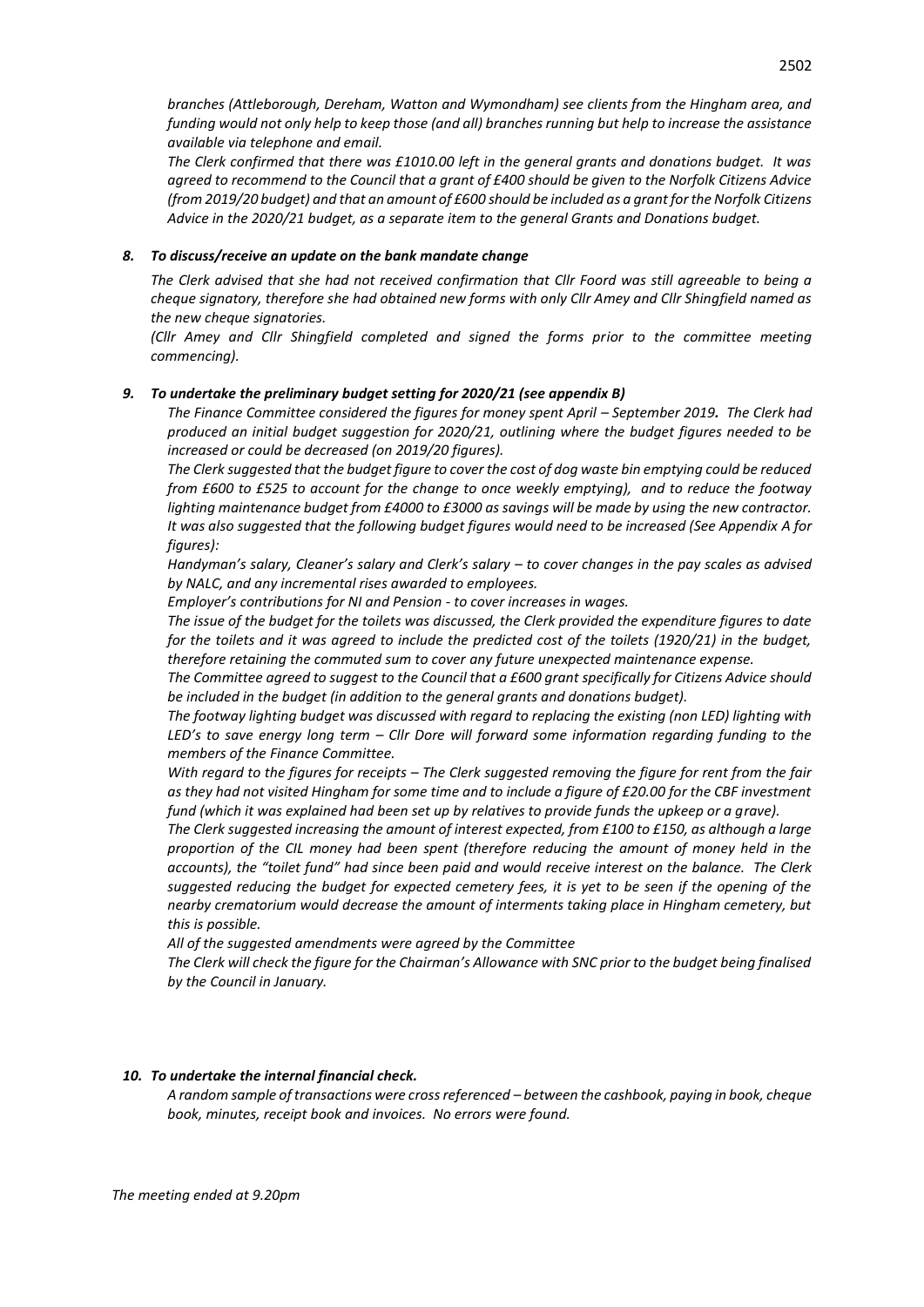*branches (Attleborough, Dereham, Watton and Wymondham) see clients from the Hingham area, and funding would not only help to keep those (and all) branches running but help to increase the assistance available via telephone and email.*

*The Clerk confirmed that there was £1010.00 left in the general grants and donations budget. It was agreed to recommend to the Council that a grant of £400 should be given to the Norfolk Citizens Advice (from 2019/20 budget) and that an amount of £600 should be included as a grant for the Norfolk Citizens Advice in the 2020/21 budget, as a separate item to the general Grants and Donations budget.*

***8. To discuss/receive an update on the bank mandate change***

*The Clerk advised that she had not received confirmation that Cllr Foord was still agreeable to being a cheque signatory, therefore she had obtained new forms with only Cllr Amey and Cllr Shingfield named as the new cheque signatories.*

*(Cllr Amey and Cllr Shingfield completed and signed the forms prior to the committee meeting commencing).*

***9. To undertake the preliminary budget setting for 2020/21 (see appendix B)***

*The Finance Committee considered the figures for money spent April – September 2019.* ***The Clerk had produced an initial budget suggestion for 2020/21, outlining where the budget figures needed to be increased or could be decreased (on 2019/20 figures).***

*The Clerk suggested that the budget figure to cover the cost of dog waste bin emptying could be reduced from £600 to £525 to account for the change to once weekly emptying), and to reduce the footway lighting maintenance budget from £4000 to £3000 as savings will be made by using the new contractor. It was also suggested that the following budget figures would need to be increased (See Appendix A for figures):*

*Handyman's salary, Cleaner's salary and Clerk's salary – to cover changes in the pay scales as advised by NALC, and any incremental rises awarded to employees.*

*Employer's contributions for NI and Pension - to cover increases in wages.*

*The issue of the budget for the toilets was discussed, the Clerk provided the expenditure figures to date for the toilets and it was agreed to include the predicted cost of the toilets (1920/21) in the budget, therefore retaining the commuted sum to cover any future unexpected maintenance expense.*

*The Committee agreed to suggest to the Council that a £600 grant specifically for Citizens Advice should be included in the budget (in addition to the general grants and donations budget).*

*The footway lighting budget was discussed with regard to replacing the existing (non LED) lighting with LED's to save energy long term – Cllr Dore will forward some information regarding funding to the members of the Finance Committee.*

*With regard to the figures for receipts – The Clerk suggested removing the figure for rent from the fair as they had not visited Hingham for some time and to include a figure of £20.00 for the CBF investment fund (which it was explained had been set up by relatives to provide funds the upkeep or a grave).*

*The Clerk suggested increasing the amount of interest expected, from £100 to £150, as although a large proportion of the CIL money had been spent (therefore reducing the amount of money held in the accounts), the "toilet fund" had since been paid and would receive interest on the balance. The Clerk suggested reducing the budget for expected cemetery fees, it is yet to be seen if the opening of the nearby crematorium would decrease the amount of interments taking place in Hingham cemetery, but this is possible.*

*All of the suggested amendments were agreed by the Committee*

*The Clerk will check the figure for the Chairman's Allowance with SNC prior to the budget being finalised by the Council in January.*

***10. To undertake the internal financial check.***

*A random sample of transactions were cross referenced – between the cashbook, paying in book, cheque book, minutes, receipt book and invoices. No errors were found.*

*The meeting ended at 9.20pm*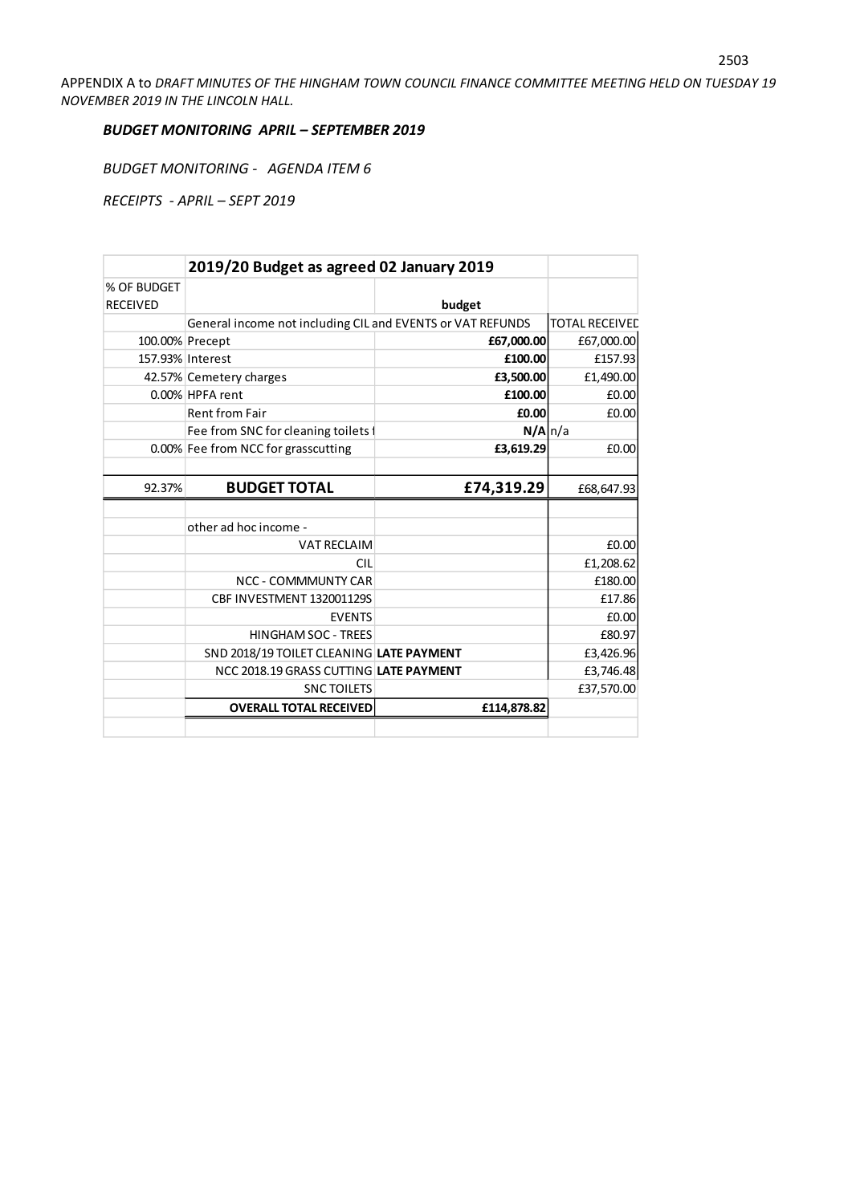APPENDIX A to *DRAFT MINUTES OF THE HINGHAM TOWN COUNCIL FINANCE COMMITTEE MEETING HELD ON TUESDAY 19 NOVEMBER 2019 IN THE LINCOLN HALL.*

***BUDGET MONITORING APRIL – SEPTEMBER 2019***

*BUDGET MONITORING - AGENDA ITEM 6*

*RECEIPTS - APRIL – SEPT 2019*

| | **2019/20 Budget as agreed 02 January 2019** | | |
|---|---|---|---|
| % OF BUDGET RECEIVED | | **budget** | |
| | General income not including CIL and EVENTS or VAT REFUNDS | | TOTAL RECEIVED |
| 100.00% | Precept | **£67,000.00** | £67,000.00 |
| 157.93% | Interest | **£100.00** | £157.93 |
| 42.57% | Cemetery charges | **£3,500.00** | £1,490.00 |
| 0.00% | HPFA rent | **£100.00** | £0.00 |
| | Rent from Fair | **£0.00** | £0.00 |
| | Fee from SNC for cleaning toilets f | **N/A** | n/a |
| 0.00% | Fee from NCC for grasscutting | **£3,619.29** | £0.00 |
| | | | |
| 92.37% | **BUDGET TOTAL** | **£74,319.29** | £68,647.93 |
| | | | |
| | other ad hoc income - | | |
| | VAT RECLAIM | | £0.00 |
| | CIL | | £1,208.62 |
| | NCC - COMMMUNTY CAR | | £180.00 |
| | CBF INVESTMENT 132001129S | | £17.86 |
| | EVENTS | | £0.00 |
| | HINGHAM SOC - TREES | | £80.97 |
| | SND 2018/19 TOILET CLEANING | **LATE PAYMENT** | £3,426.96 |
| | NCC 2018.19 GRASS CUTTING | **LATE PAYMENT** | £3,746.48 |
| | SNC TOILETS | | £37,570.00 |
| | **OVERALL TOTAL RECEIVED** | **£114,878.82** | |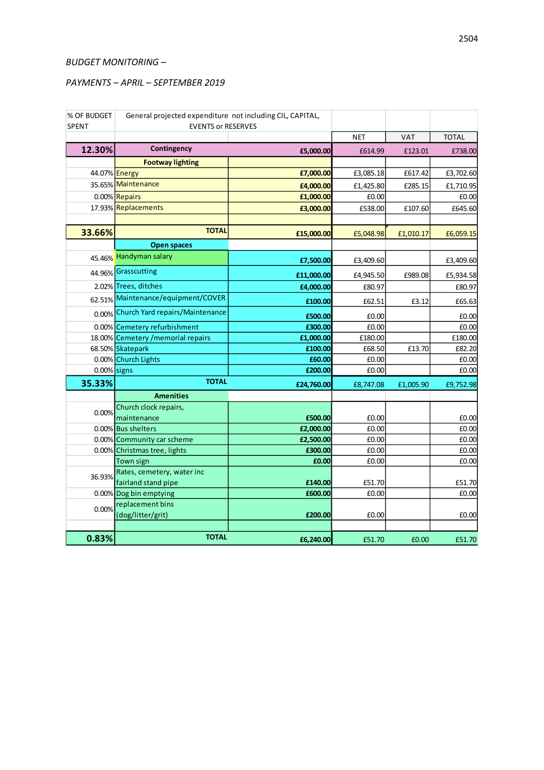*BUDGET MONITORING –*

*PAYMENTS – APRIL – SEPTEMBER 2019*

| % OF BUDGET SPENT | General projected expenditure not including CIL, CAPITAL, EVENTS or RESERVES | | NET | VAT | TOTAL |
|---|---|---|---|---|---|
| **12.30%** | **Contingency** | **£5,000.00** | £614.99 | £123.01 | £738.00 |
| | **Footway lighting** | | | | |
| 44.07% | Energy | **£7,000.00** | £3,085.18 | £617.42 | £3,702.60 |
| 35.65% | Maintenance | **£4,000.00** | £1,425.80 | £285.15 | £1,710.95 |
| 0.00% | Repairs | **£1,000.00** | £0.00 | | £0.00 |
| 17.93% | Replacements | **£3,000.00** | £538.00 | £107.60 | £645.60 |
| | | | | | |
| **33.66%** | **TOTAL** | **£15,000.00** | £5,048.98 | £1,010.17 | £6,059.15 |
| | **Open spaces** | | | | |
| 45.46% | Handyman salary | **£7,500.00** | £3,409.60 | | £3,409.60 |
| 44.96% | Grasscutting | **£11,000.00** | £4,945.50 | £989.08 | £5,934.58 |
| 2.02% | Trees, ditches | **£4,000.00** | £80.97 | | £80.97 |
| 62.51% | Maintenance/equipment/COVER | **£100.00** | £62.51 | £3.12 | £65.63 |
| 0.00% | Church Yard repairs/Maintenance | **£500.00** | £0.00 | | £0.00 |
| 0.00% | Cemetery refurbishment | **£300.00** | £0.00 | | £0.00 |
| 18.00% | Cemetery /memorial repairs | **£1,000.00** | £180.00 | | £180.00 |
| 68.50% | Skatepark | **£100.00** | £68.50 | £13.70 | £82.20 |
| 0.00% | Church Lights | **£60.00** | £0.00 | | £0.00 |
| 0.00% | signs | **£200.00** | £0.00 | | £0.00 |
| **35.33%** | **TOTAL** | **£24,760.00** | £8,747.08 | £1,005.90 | £9,752.98 |
| | **Amenities** | | | | |
| 0.00% | Church clock repairs, maintenance | **£500.00** | £0.00 | | £0.00 |
| 0.00% | Bus shelters | **£2,000.00** | £0.00 | | £0.00 |
| 0.00% | Community car scheme | **£2,500.00** | £0.00 | | £0.00 |
| 0.00% | Christmas tree, lights | **£300.00** | £0.00 | | £0.00 |
| | Town sign | **£0.00** | £0.00 | | £0.00 |
| 36.93% | Rates, cemetery, water inc fairland stand pipe | **£140.00** | £51.70 | | £51.70 |
| 0.00% | Dog bin emptying | **£600.00** | £0.00 | | £0.00 |
| 0.00% | replacement bins (dog/litter/grit) | **£200.00** | £0.00 | | £0.00 |
| | | | | | |
| **0.83%** | **TOTAL** | **£6,240.00** | £51.70 | £0.00 | £51.70 |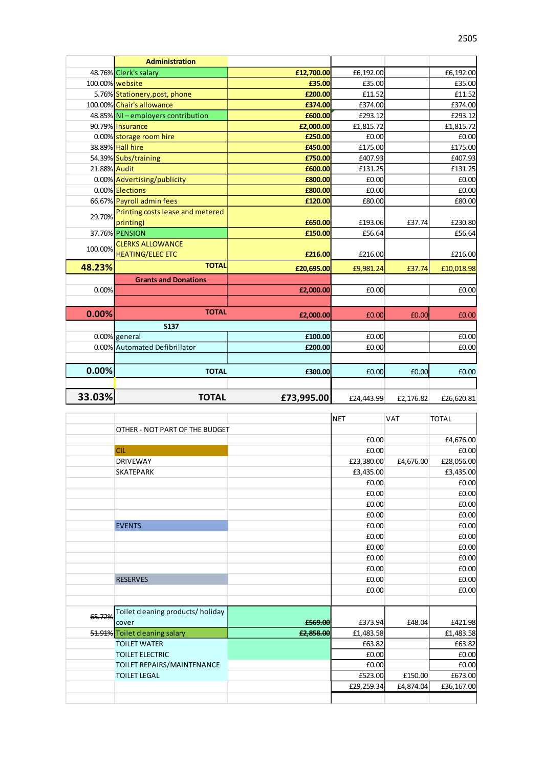2505

| | Administration | | | | |
|---|---|---|---|---|---|
| 48.76% | Clerk's salary | **£12,700.00** | £6,192.00 | | £6,192.00 |
| 100.00% | website | **£35.00** | £35.00 | | £35.00 |
| 5.76% | Stationery,post, phone | **£200.00** | £11.52 | | £11.52 |
| 100.00% | Chair's allowance | **£374.00** | £374.00 | | £374.00 |
| 48.85% | NI – employers contribution | **£600.00** | £293.12 | | £293.12 |
| 90.79% | Insurance | **£2,000.00** | £1,815.72 | | £1,815.72 |
| 0.00% | storage room hire | **£250.00** | £0.00 | | £0.00 |
| 38.89% | Hall hire | **£450.00** | £175.00 | | £175.00 |
| 54.39% | Subs/training | **£750.00** | £407.93 | | £407.93 |
| 21.88% | Audit | **£600.00** | £131.25 | | £131.25 |
| 0.00% | Advertising/publicity | **£800.00** | £0.00 | | £0.00 |
| 0.00% | Elections | **£800.00** | £0.00 | | £0.00 |
| 66.67% | Payroll admin fees | **£120.00** | £80.00 | | £80.00 |
| 29.70% | Printing costs lease and metered printing) | **£650.00** | £193.06 | £37.74 | £230.80 |
| 37.76% | PENSION | **£150.00** | £56.64 | | £56.64 |
| 100.00% | CLERKS ALLOWANCE HEATING/ELEC ETC | **£216.00** | £216.00 | | £216.00 |
| **48.23%** | **TOTAL** | **£20,695.00** | £9,981.24 | £37.74 | £10,018.98 |
| | **Grants and Donations** | | | | |
| 0.00% | | **£2,000.00** | £0.00 | | £0.00 |
| | | | | | |
| **0.00%** | **TOTAL** | **£2,000.00** | £0.00 | £0.00 | £0.00 |
| | **S137** | | | | |
| 0.00% | general | **£100.00** | £0.00 | | £0.00 |
| 0.00% | Automated Defibrillator | **£200.00** | £0.00 | | £0.00 |
| | | | | | |
| **0.00%** | **TOTAL** | **£300.00** | £0.00 | £0.00 | £0.00 |
| | | | | | |
| **33.03%** | **TOTAL** | **£73,995.00** | £24,443.99 | £2,176.82 | £26,620.81 |

| | | | NET | VAT | TOTAL |
|---|---|---|---|---|---|
| | OTHER - NOT PART OF THE BUDGET | | | | |
| | | | £0.00 | | £4,676.00 |
| | CIL | | £0.00 | | £0.00 |
| | DRIVEWAY | | £23,380.00 | £4,676.00 | £28,056.00 |
| | SKATEPARK | | £3,435.00 | | £3,435.00 |
| | | | £0.00 | | £0.00 |
| | | | £0.00 | | £0.00 |
| | | | £0.00 | | £0.00 |
| | | | £0.00 | | £0.00 |
| | EVENTS | | £0.00 | | £0.00 |
| | | | £0.00 | | £0.00 |
| | | | £0.00 | | £0.00 |
| | | | £0.00 | | £0.00 |
| | | | £0.00 | | £0.00 |
| | RESERVES | | £0.00 | | £0.00 |
| | | | £0.00 | | £0.00 |
| | | | | | |
| ~~65.72%~~ | Toilet cleaning products/ holiday cover | ~~£569.00~~ | £373.94 | £48.04 | £421.98 |
| ~~51.91%~~ | Toilet cleaning salary | ~~£2,858.00~~ | £1,483.58 | | £1,483.58 |
| | TOILET WATER | | £63.82 | | £63.82 |
| | TOILET ELECTRIC | | £0.00 | | £0.00 |
| | TOILET REPAIRS/MAINTENANCE | | £0.00 | | £0.00 |
| | TOILET LEGAL | | £523.00 | £150.00 | £673.00 |
| | | | £29,259.34 | £4,874.04 | £36,167.00 |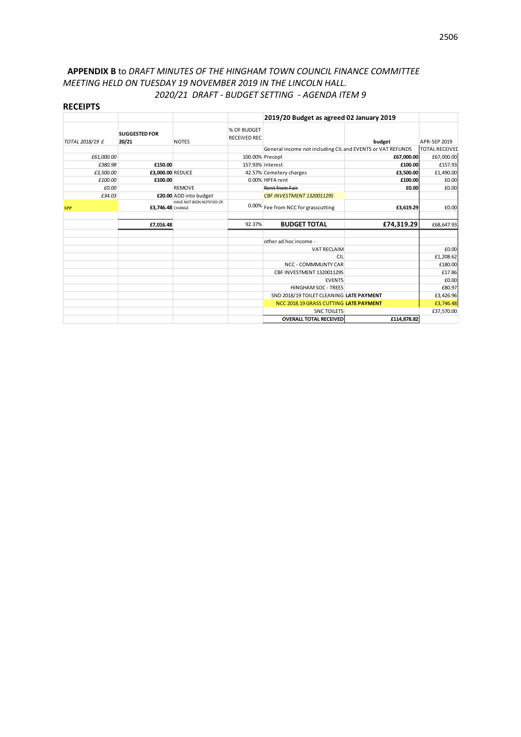**APPENDIX B** to *DRAFT MINUTES OF THE HINGHAM TOWN COUNCIL FINANCE COMMITTEE MEETING HELD ON TUESDAY 19 NOVEMBER 2019 IN THE LINCOLN HALL.*

*2020/21 DRAFT - BUDGET SETTING - AGENDA ITEM 9*

## RECEIPTS

| | | | | 2019/20 Budget as agreed 02 January 2019 | | |
|---|---|---|---|---|---|---|
| *TOTAL 2018/19 £* | **SUGGESTED FOR 20/21** | NOTES | % OF BUDGET RECEIVED REC | | budget | APR-SEP 2019 |
| | | | | General income not including CIL and EVENTS or VAT REFUNDS | | TOTAL RECEIVED |
| *£61,000.00* | | | 100.00% | Precept | **£67,000.00** | £67,000.00 |
| *£380.98* | **£150.00** | | 157.93% | Interest | **£100.00** | £157.93 |
| *£3,500.00* | **£3,000.00** | REDUCE | 42.57% | Cemetery charges | **£3,500.00** | £1,490.00 |
| *£100.00* | **£100.00** | | 0.00% | HPFA rent | **£100.00** | £0.00 |
| *£0.00* | | REMOVE | | ~~Rent from Fair~~ | **£0.00** | £0.00 |
| *£34.03* | **£20.00** | ADD into budget | | *CBF INVESTMENT 132001129S* | | |
| *see* | **£3,746.48** | HAVE NOT BEEN NOTIFIED OF CHANGE | 0.00% | Fee from NCC for grasscutting | **£3,619.29** | £0.00 |
| | **£7,016.48** | | 92.37% | **BUDGET TOTAL** | **£74,319.29** | £68,647.93 |
| | | | | other ad hoc income - | | |
| | | | | VAT RECLAIM | | £0.00 |
| | | | | CIL | | £1,208.62 |
| | | | | NCC - COMMMUNTY CAR | | £180.00 |
| | | | | CBF INVESTMENT 132001129S | | £17.86 |
| | | | | EVENTS | | £0.00 |
| | | | | HINGHAM SOC - TREES | | £80.97 |
| | | | | SND 2018/19 TOILET CLEANING **LATE PAYMENT** | | £3,426.96 |
| | | | | NCC 2018.19 GRASS CUTTING **LATE PAYMENT** | | £3,746.48 |
| | | | | SNC TOILETS | | £37,570.00 |
| | | | | **OVERALL TOTAL RECEIVED** | **£114,878.82** | |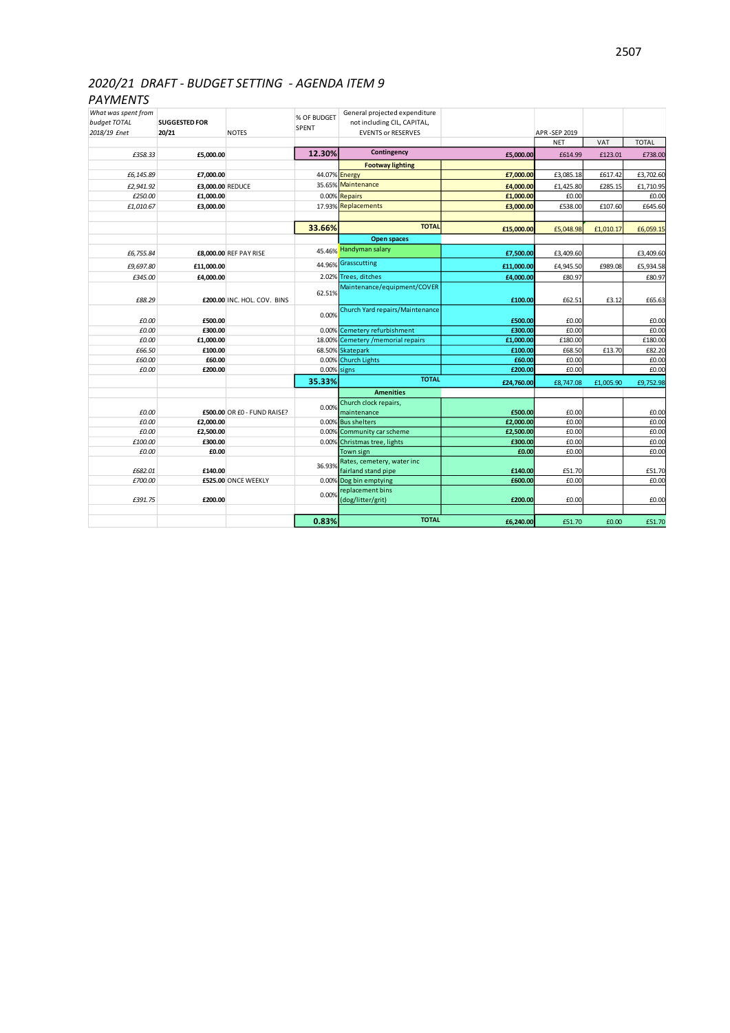## *2020/21 DRAFT - BUDGET SETTING - AGENDA ITEM 9*

## *PAYMENTS*

| *What was spent from budget TOTAL 2018/19 £net* | SUGGESTED FOR 20/21 | NOTES | % OF BUDGET SPENT | General projected expenditure not including CIL, CAPITAL, EVENTS or RESERVES | | APR -SEP 2019 | | |
|---|---|---|---|---|---|---|---|---|
| | | | | | | NET | VAT | TOTAL |
| *£358.33* | **£5,000.00** | | **12.30%** | **Contingency** | **£5,000.00** | £614.99 | £123.01 | £738.00 |
| | | | | **Footway lighting** | | | | |
| *£6,145.89* | **£7,000.00** | | 44.07% | Energy | **£7,000.00** | £3,085.18 | £617.42 | £3,702.60 |
| *£2,941.92* | **£3,000.00** | REDUCE | 35.65% | Maintenance | **£4,000.00** | £1,425.80 | £285.15 | £1,710.95 |
| *£250.00* | **£1,000.00** | | 0.00% | Repairs | **£1,000.00** | £0.00 | | £0.00 |
| *£1,010.67* | **£3,000.00** | | 17.93% | Replacements | **£3,000.00** | £538.00 | £107.60 | £645.60 |
| | | | **33.66%** | **TOTAL** | **£15,000.00** | £5,048.98 | £1,010.17 | £6,059.15 |
| | | | | **Open spaces** | | | | |
| *£6,755.84* | **£8,000.00** | REF PAY RISE | 45.46% | Handyman salary | **£7,500.00** | £3,409.60 | | £3,409.60 |
| *£9,697.80* | **£11,000.00** | | 44.96% | Grasscutting | **£11,000.00** | £4,945.50 | £989.08 | £5,934.58 |
| *£345.00* | **£4,000.00** | | 2.02% | Trees, ditches | **£4,000.00** | £80.97 | | £80.97 |
| *£88.29* | **£200.00** | INC. HOL. COV. BINS | 62.51% | Maintenance/equipment/COVER | **£100.00** | £62.51 | £3.12 | £65.63 |
| *£0.00* | **£500.00** | | 0.00% | Church Yard repairs/Maintenance | **£500.00** | £0.00 | | £0.00 |
| *£0.00* | **£300.00** | | 0.00% | Cemetery refurbishment | **£300.00** | £0.00 | | £0.00 |
| *£0.00* | **£1,000.00** | | 18.00% | Cemetery /memorial repairs | **£1,000.00** | £180.00 | | £180.00 |
| *£66.50* | **£100.00** | | 68.50% | Skatepark | **£100.00** | £68.50 | £13.70 | £82.20 |
| *£60.00* | **£60.00** | | 0.00% | Church Lights | **£60.00** | £0.00 | | £0.00 |
| *£0.00* | **£200.00** | | 0.00% | signs | **£200.00** | £0.00 | | £0.00 |
| | | | **35.33%** | **TOTAL** | **£24,760.00** | £8,747.08 | £1,005.90 | £9,752.98 |
| | | | | **Amenities** | | | | |
| *£0.00* | **£500.00** | OR £0 - FUND RAISE? | 0.00% | Church clock repairs, maintenance | **£500.00** | £0.00 | | £0.00 |
| *£0.00* | **£2,000.00** | | 0.00% | Bus shelters | **£2,000.00** | £0.00 | | £0.00 |
| *£0.00* | **£2,500.00** | | 0.00% | Community car scheme | **£2,500.00** | £0.00 | | £0.00 |
| *£100.00* | **£300.00** | | 0.00% | Christmas tree, lights | **£300.00** | £0.00 | | £0.00 |
| *£0.00* | **£0.00** | | | Town sign | **£0.00** | £0.00 | | £0.00 |
| *£682.01* | **£140.00** | | 36.93% | Rates, cemetery, water inc fairland stand pipe | **£140.00** | £51.70 | | £51.70 |
| *£700.00* | **£525.00** | ONCE WEEKLY | 0.00% | Dog bin emptying | **£600.00** | £0.00 | | £0.00 |
| *£391.75* | **£200.00** | | 0.00% | replacement bins (dog/litter/grit) | **£200.00** | £0.00 | | £0.00 |
| | | | **0.83%** | **TOTAL** | **£6,240.00** | £51.70 | £0.00 | £51.70 |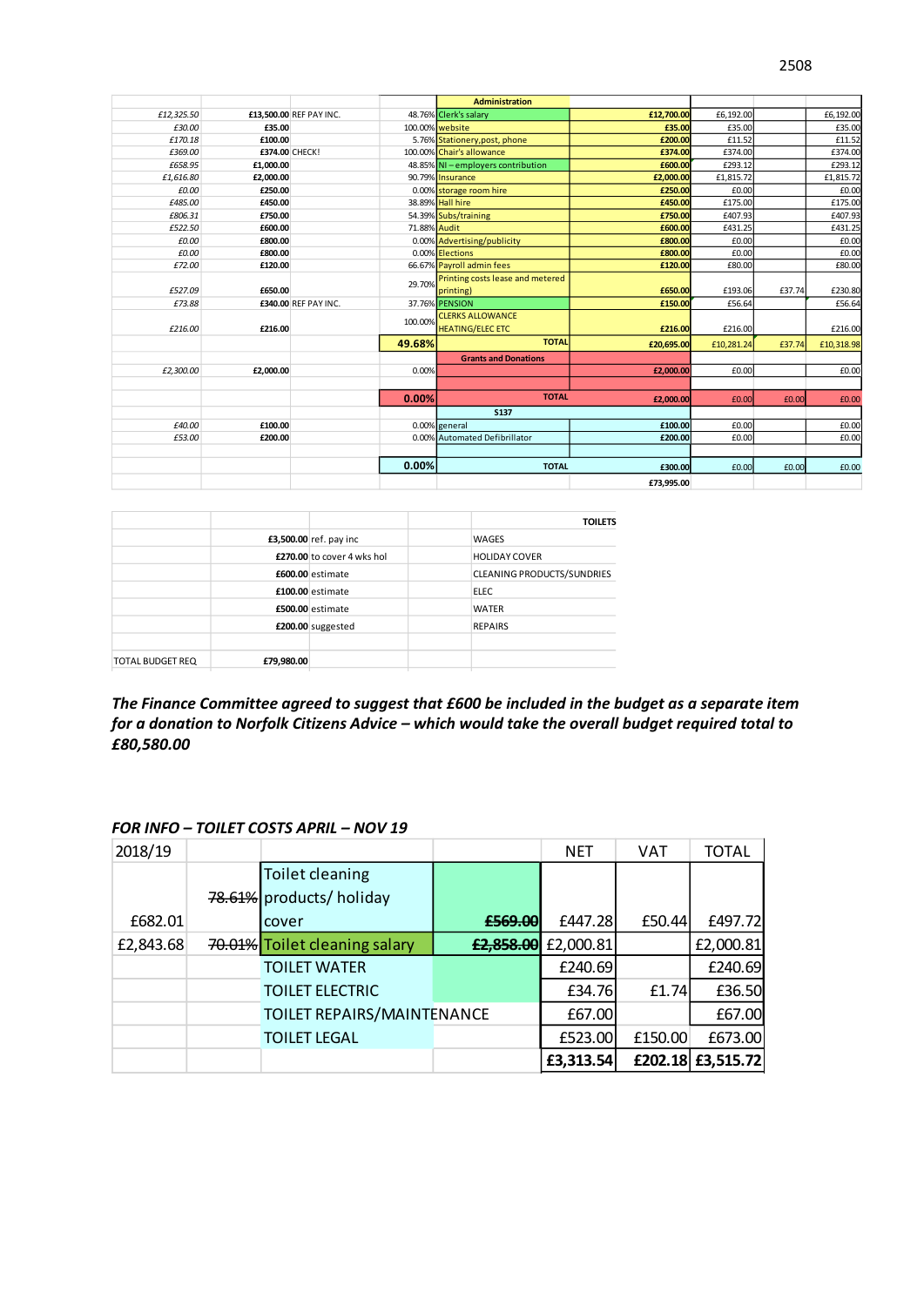| | | | | | | | | |
|---|---|---|---|---|---|---|---|---|
| | | | | Administration | | | | |
| £12,325.50 | £13,500.00 | REF PAY INC. | 48.76% | Clerk's salary | £12,700.00 | £6,192.00 | | £6,192.00 |
| £30.00 | £35.00 | | 100.00% | website | £35.00 | £35.00 | | £35.00 |
| £170.18 | £100.00 | | 5.76% | Stationery,post, phone | £200.00 | £11.52 | | £11.52 |
| £369.00 | £374.00 | CHECK! | 100.00% | Chair's allowance | £374.00 | £374.00 | | £374.00 |
| £658.95 | £1,000.00 | | 48.85% | NI – employers contribution | £600.00 | £293.12 | | £293.12 |
| £1,616.80 | £2,000.00 | | 90.79% | Insurance | £2,000.00 | £1,815.72 | | £1,815.72 |
| £0.00 | £250.00 | | 0.00% | storage room hire | £250.00 | £0.00 | | £0.00 |
| £485.00 | £450.00 | | 38.89% | Hall hire | £450.00 | £175.00 | | £175.00 |
| £806.31 | £750.00 | | 54.39% | Subs/training | £750.00 | £407.93 | | £407.93 |
| £522.50 | £600.00 | | 71.88% | Audit | £600.00 | £431.25 | | £431.25 |
| £0.00 | £800.00 | | 0.00% | Advertising/publicity | £800.00 | £0.00 | | £0.00 |
| £0.00 | £800.00 | | 0.00% | Elections | £800.00 | £0.00 | | £0.00 |
| £72.00 | £120.00 | | 66.67% | Payroll admin fees | £120.00 | £80.00 | | £80.00 |
| £527.09 | £650.00 | | 29.70% | Printing costs lease and metered printing) | £650.00 | £193.06 | £37.74 | £230.80 |
| £73.88 | £340.00 | REF PAY INC. | 37.76% | PENSION | £150.00 | £56.64 | | £56.64 |
| £216.00 | £216.00 | | 100.00% | CLERKS ALLOWANCE HEATING/ELEC ETC | £216.00 | £216.00 | | £216.00 |
| | | | 49.68% | TOTAL | £20,695.00 | £10,281.24 | £37.74 | £10,318.98 |
| | | | | Grants and Donations | | | | |
| £2,300.00 | £2,000.00 | | 0.00% | | £2,000.00 | £0.00 | | £0.00 |
| | | | 0.00% | TOTAL | £2,000.00 | £0.00 | £0.00 | £0.00 |
| | | | | S137 | | | | |
| £40.00 | £100.00 | | 0.00% | general | £100.00 | £0.00 | | £0.00 |
| £53.00 | £200.00 | | 0.00% | Automated Defibrillator | £200.00 | £0.00 | | £0.00 |
| | | | 0.00% | TOTAL | £300.00 | £0.00 | £0.00 | £0.00 |
| | | | | | £73,995.00 | | | |

| | | | | |
|---|---|---|---|---|
| | | | | TOILETS |
| | £3,500.00 | ref. pay inc | | WAGES |
| | £270.00 | to cover 4 wks hol | | HOLIDAY COVER |
| | £600.00 | estimate | | CLEANING PRODUCTS/SUNDRIES |
| | £100.00 | estimate | | ELEC |
| | £500.00 | estimate | | WATER |
| | £200.00 | suggested | | REPAIRS |
| TOTAL BUDGET REQ | £79,980.00 | | | |

***The Finance Committee agreed to suggest that £600 be included in the budget as a separate item for a donation to Norfolk Citizens Advice – which would take the overall budget required total to £80,580.00***

***FOR INFO – TOILET COSTS APRIL – NOV 19***

| 2018/19 | | | | NET | VAT | TOTAL |
|---|---|---|---|---|---|---|
| £682.01 | ~~78.61%~~ | Toilet cleaning products/ holiday cover | ~~£569.00~~ | £447.28 | £50.44 | £497.72 |
| £2,843.68 | ~~70.01%~~ | Toilet cleaning salary | ~~£2,858.00~~ | £2,000.81 | | £2,000.81 |
| | | TOILET WATER | | £240.69 | | £240.69 |
| | | TOILET ELECTRIC | | £34.76 | £1.74 | £36.50 |
| | | TOILET REPAIRS/MAINTENANCE | | £67.00 | | £67.00 |
| | | TOILET LEGAL | | £523.00 | £150.00 | £673.00 |
| | | | | £3,313.54 | £202.18 | £3,515.72 |